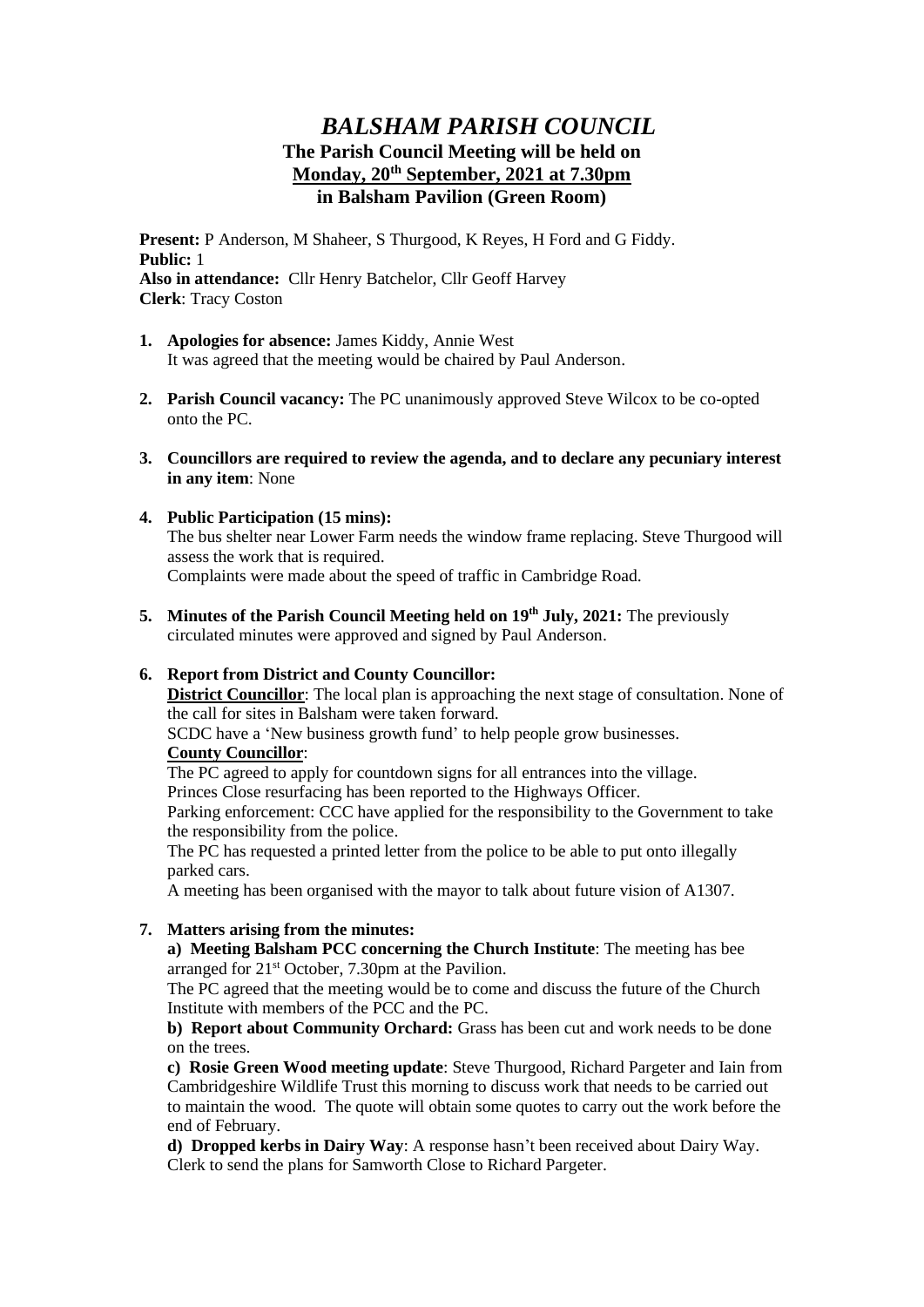# *BALSHAM PARISH COUNCIL*

## The Parish Council Meeting will be held on Monday, 20th September, 2021 at 7.30pm in Balsham Pavilion (Green Room)

**Present:** P Anderson, M Shaheer, S Thurgood, K Reyes, H Ford and G Fiddy.
**Public:** 1
**Also in attendance:** Cllr Henry Batchelor, Cllr Geoff Harvey
**Clerk**: Tracy Coston

1. **Apologies for absence:** James Kiddy, Annie West
   It was agreed that the meeting would be chaired by Paul Anderson.

2. **Parish Council vacancy:** The PC unanimously approved Steve Wilcox to be co-opted onto the PC.

3. **Councillors are required to review the agenda, and to declare any pecuniary interest in any item**: None

4. **Public Participation (15 mins):**
   The bus shelter near Lower Farm needs the window frame replacing. Steve Thurgood will assess the work that is required.
   Complaints were made about the speed of traffic in Cambridge Road.

5. **Minutes of the Parish Council Meeting held on 19th July, 2021:** The previously circulated minutes were approved and signed by Paul Anderson.

6. **Report from District and County Councillor:**
   **District Councillor**: The local plan is approaching the next stage of consultation. None of the call for sites in Balsham were taken forward.
   SCDC have a 'New business growth fund' to help people grow businesses.
   **County Councillor**:
   The PC agreed to apply for countdown signs for all entrances into the village.
   Princes Close resurfacing has been reported to the Highways Officer.
   Parking enforcement: CCC have applied for the responsibility to the Government to take the responsibility from the police.
   The PC has requested a printed letter from the police to be able to put onto illegally parked cars.
   A meeting has been organised with the mayor to talk about future vision of A1307.

7. **Matters arising from the minutes:**
   **a) Meeting Balsham PCC concerning the Church Institute**: The meeting has bee arranged for 21st October, 7.30pm at the Pavilion.
   The PC agreed that the meeting would be to come and discuss the future of the Church Institute with members of the PCC and the PC.
   **b) Report about Community Orchard:** Grass has been cut and work needs to be done on the trees.
   **c) Rosie Green Wood meeting update**: Steve Thurgood, Richard Pargeter and Iain from Cambridgeshire Wildlife Trust this morning to discuss work that needs to be carried out to maintain the wood. The quote will obtain some quotes to carry out the work before the end of February.
   **d) Dropped kerbs in Dairy Way**: A response hasn't been received about Dairy Way. Clerk to send the plans for Samworth Close to Richard Pargeter.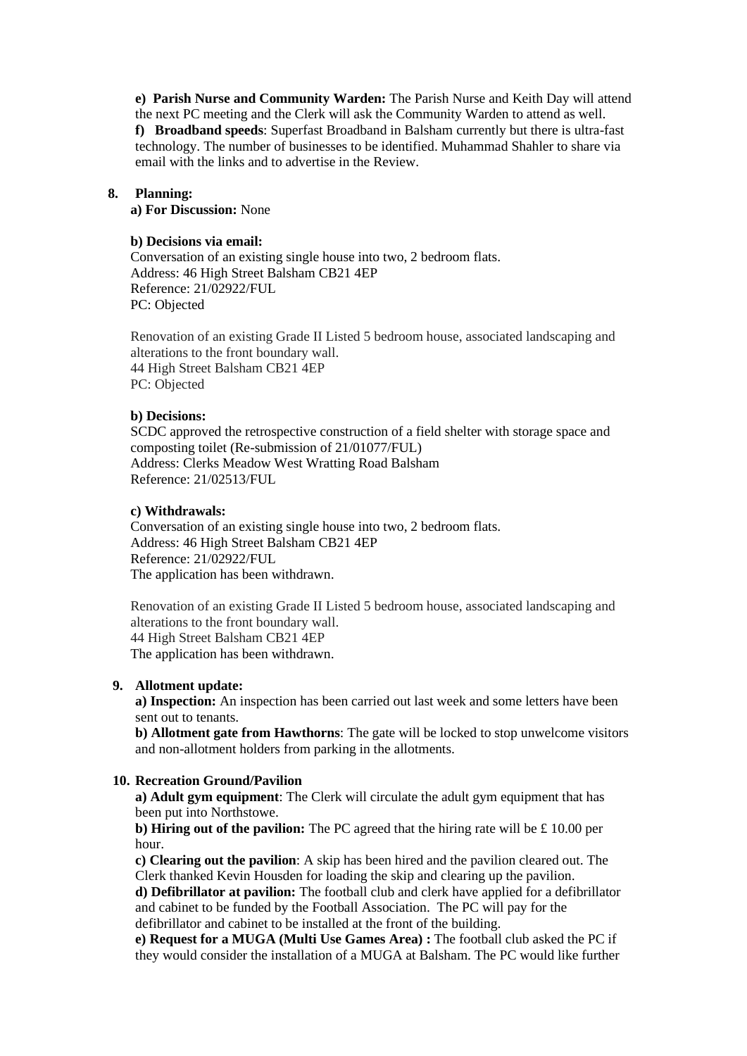**e) Parish Nurse and Community Warden:** The Parish Nurse and Keith Day will attend the next PC meeting and the Clerk will ask the Community Warden to attend as well.
**f) Broadband speeds**: Superfast Broadband in Balsham currently but there is ultra-fast technology. The number of businesses to be identified. Muhammad Shahler to share via email with the links and to advertise in the Review.

**8. Planning:**

**a) For Discussion:** None

**b) Decisions via email:**
Conversation of an existing single house into two, 2 bedroom flats.
Address: 46 High Street Balsham CB21 4EP
Reference: 21/02922/FUL
PC: Objected

Renovation of an existing Grade II Listed 5 bedroom house, associated landscaping and alterations to the front boundary wall.
44 High Street Balsham CB21 4EP
PC: Objected

**b) Decisions:**
SCDC approved the retrospective construction of a field shelter with storage space and composting toilet (Re-submission of 21/01077/FUL)
Address: Clerks Meadow West Wratting Road Balsham
Reference: 21/02513/FUL

**c) Withdrawals:**
Conversation of an existing single house into two, 2 bedroom flats.
Address: 46 High Street Balsham CB21 4EP
Reference: 21/02922/FUL
The application has been withdrawn.

Renovation of an existing Grade II Listed 5 bedroom house, associated landscaping and alterations to the front boundary wall.
44 High Street Balsham CB21 4EP
The application has been withdrawn.

**9. Allotment update:**

**a) Inspection:** An inspection has been carried out last week and some letters have been sent out to tenants.
**b) Allotment gate from Hawthorns**: The gate will be locked to stop unwelcome visitors and non-allotment holders from parking in the allotments.

**10. Recreation Ground/Pavilion**

**a) Adult gym equipment**: The Clerk will circulate the adult gym equipment that has been put into Northstowe.
**b) Hiring out of the pavilion:** The PC agreed that the hiring rate will be £ 10.00 per hour.
**c) Clearing out the pavilion**: A skip has been hired and the pavilion cleared out. The Clerk thanked Kevin Housden for loading the skip and clearing up the pavilion.
**d) Defibrillator at pavilion:** The football club and clerk have applied for a defibrillator and cabinet to be funded by the Football Association. The PC will pay for the defibrillator and cabinet to be installed at the front of the building.
**e) Request for a MUGA (Multi Use Games Area) :** The football club asked the PC if they would consider the installation of a MUGA at Balsham. The PC would like further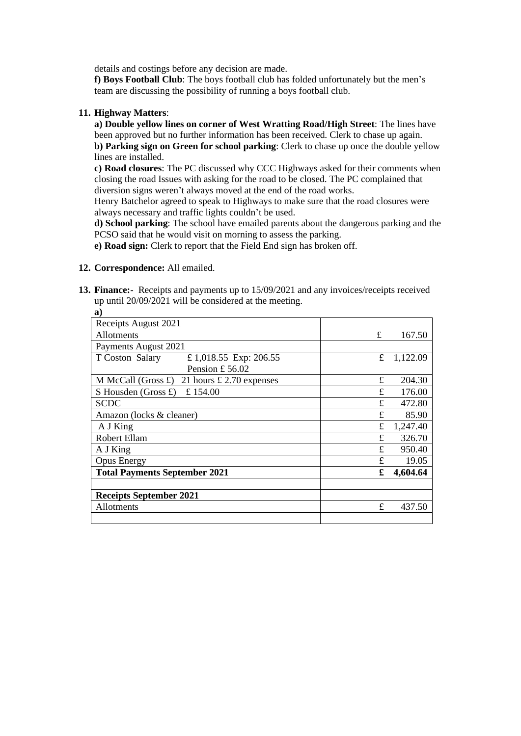details and costings before any decision are made.

**f) Boys Football Club**: The boys football club has folded unfortunately but the men's team are discussing the possibility of running a boys football club.

**11. Highway Matters**:

**a) Double yellow lines on corner of West Wratting Road/High Street**: The lines have been approved but no further information has been received. Clerk to chase up again.

**b) Parking sign on Green for school parking**: Clerk to chase up once the double yellow lines are installed.

**c) Road closures**: The PC discussed why CCC Highways asked for their comments when closing the road Issues with asking for the road to be closed. The PC complained that diversion signs weren't always moved at the end of the road works.

Henry Batchelor agreed to speak to Highways to make sure that the road closures were always necessary and traffic lights couldn't be used.

**d) School parking**: The school have emailed parents about the dangerous parking and the PCSO said that he would visit on morning to assess the parking.

**e) Road sign:** Clerk to report that the Field End sign has broken off.

**12. Correspondence:** All emailed.

**13. Finance:-** Receipts and payments up to 15/09/2021 and any invoices/receipts received up until 20/09/2021 will be considered at the meeting.

**a)**

| Receipts August 2021 | |
|---|---|
| Allotments | £ 167.50 |
| Payments August 2021 | |
| T Coston Salary £ 1,018.55 Exp: 206.55 Pension £ 56.02 | £ 1,122.09 |
| M McCall (Gross £) 21 hours £ 2.70 expenses | £ 204.30 |
| S Housden (Gross £) £ 154.00 | £ 176.00 |
| SCDC | £ 472.80 |
| Amazon (locks & cleaner) | £ 85.90 |
| A J King | £ 1,247.40 |
| Robert Ellam | £ 326.70 |
| A J King | £ 950.40 |
| Opus Energy | £ 19.05 |
| **Total Payments September 2021** | **£ 4,604.64** |
| | |
| **Receipts September 2021** | |
| Allotments | £ 437.50 |
| | |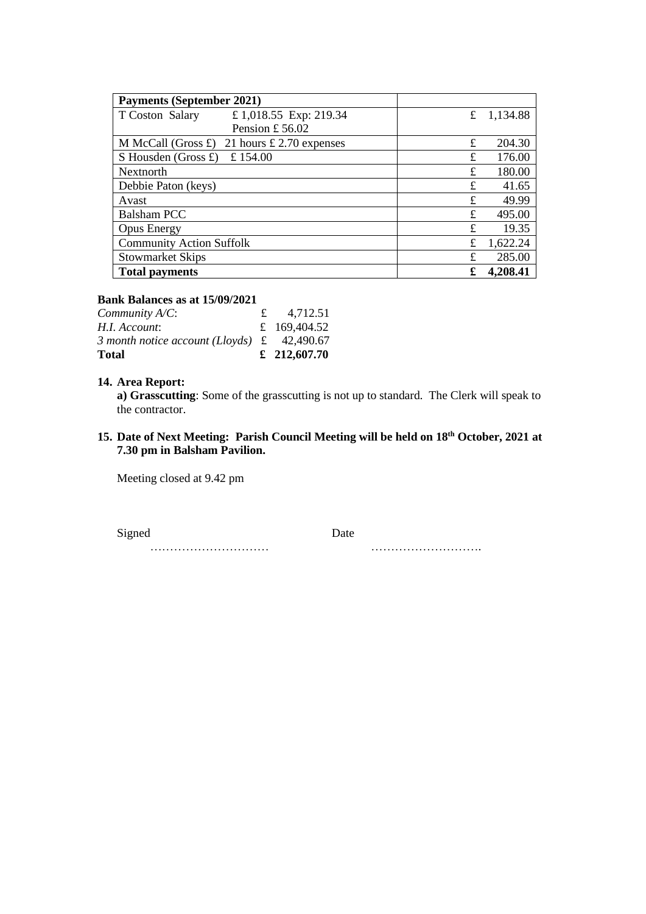| **Payments (September 2021)** | |
|---|---|
| T Coston Salary £ 1,018.55 Exp: 219.34 Pension £ 56.02 | £ 1,134.88 |
| M McCall (Gross £) 21 hours £ 2.70 expenses | £ 204.30 |
| S Housden (Gross £) £ 154.00 | £ 176.00 |
| Nextnorth | £ 180.00 |
| Debbie Paton (keys) | £ 41.65 |
| Avast | £ 49.99 |
| Balsham PCC | £ 495.00 |
| Opus Energy | £ 19.35 |
| Community Action Suffolk | £ 1,622.24 |
| Stowmarket Skips | £ 285.00 |
| **Total payments** | **£ 4,208.41** |

**Bank Balances as at 15/09/2021**

| | |
|---|---|
| *Community A/C*: | £ 4,712.51 |
| *H.I. Account*: | £ 169,404.52 |
| *3 month notice account (Lloyds)* | £ 42,490.67 |
| **Total** | **£ 212,607.70** |

**14. Area Report:**

**a) Grasscutting**: Some of the grasscutting is not up to standard. The Clerk will speak to the contractor.

**15. Date of Next Meeting: Parish Council Meeting will be held on 18th October, 2021 at 7.30 pm in Balsham Pavilion.**

Meeting closed at 9.42 pm

Signed ………………………… Date ……………………….